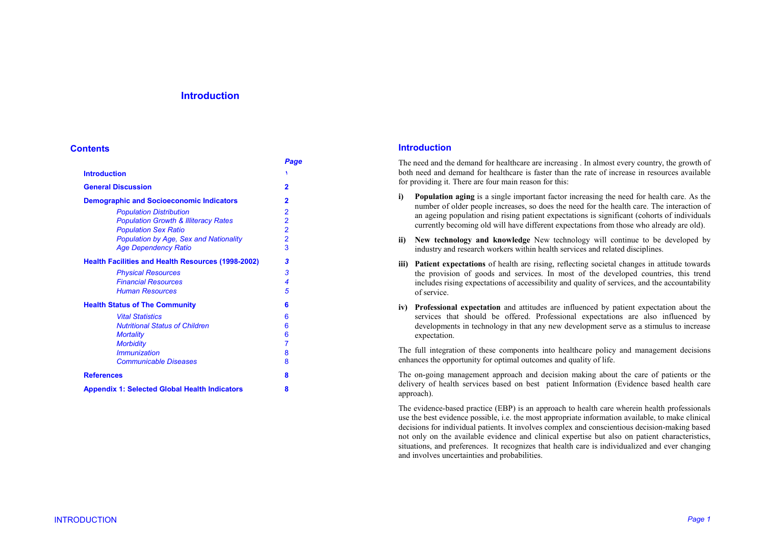# Introduction

## Contents

| | Page |
|---|---|
| **Introduction** | ١ |
| **General Discussion** | **2** |
| **Demographic and Socioeconomic Indicators** | **2** |
| *Population Distribution* | 2 |
| *Population Growth & Illiteracy Rates* | 2 |
| *Population Sex Ratio* | 2 |
| *Population by Age, Sex and Nationality* | 2 |
| *Age Dependency Ratio* | 3 |
| **Health Facilities and Health Resources (1998-2002)** | ***3*** |
| *Physical Resources* | *3* |
| *Financial Resources* | *4* |
| *Human Resources* | *5* |
| **Health Status of The Community** | **6** |
| *Vital Statistics* | 6 |
| *Nutritional Status of Children* | 6 |
| *Mortality* | 6 |
| *Morbidity* | 7 |
| *Immunization* | 8 |
| *Communicable Diseases* | 8 |
| **References** | **8** |
| **Appendix 1: Selected Global Health Indicators** | **8** |

## Introduction

The need and the demand for healthcare are increasing . In almost every country, the growth of both need and demand for healthcare is faster than the rate of increase in resources available for providing it. There are four main reason for this:

**i) Population aging** is a single important factor increasing the need for health care. As the number of older people increases, so does the need for the health care. The interaction of an ageing population and rising patient expectations is significant (cohorts of individuals currently becoming old will have different expectations from those who already are old).

**ii) New technology and knowledge** New technology will continue to be developed by industry and research workers within health services and related disciplines.

**iii) Patient expectations** of health are rising, reflecting societal changes in attitude towards the provision of goods and services. In most of the developed countries, this trend includes rising expectations of accessibility and quality of services, and the accountability of service.

**iv) Professional expectation** and attitudes are influenced by patient expectation about the services that should be offered. Professional expectations are also influenced by developments in technology in that any new development serve as a stimulus to increase expectation.

The full integration of these components into healthcare policy and management decisions enhances the opportunity for optimal outcomes and quality of life.

The on-going management approach and decision making about the care of patients or the delivery of health services based on best patient Information (Evidence based health care approach).

The evidence-based practice (EBP) is an approach to health care wherein health professionals use the best evidence possible, i.e. the most appropriate information available, to make clinical decisions for individual patients. It involves complex and conscientious decision-making based not only on the available evidence and clinical expertise but also on patient characteristics, situations, and preferences. It recognizes that health care is individualized and ever changing and involves uncertainties and probabilities.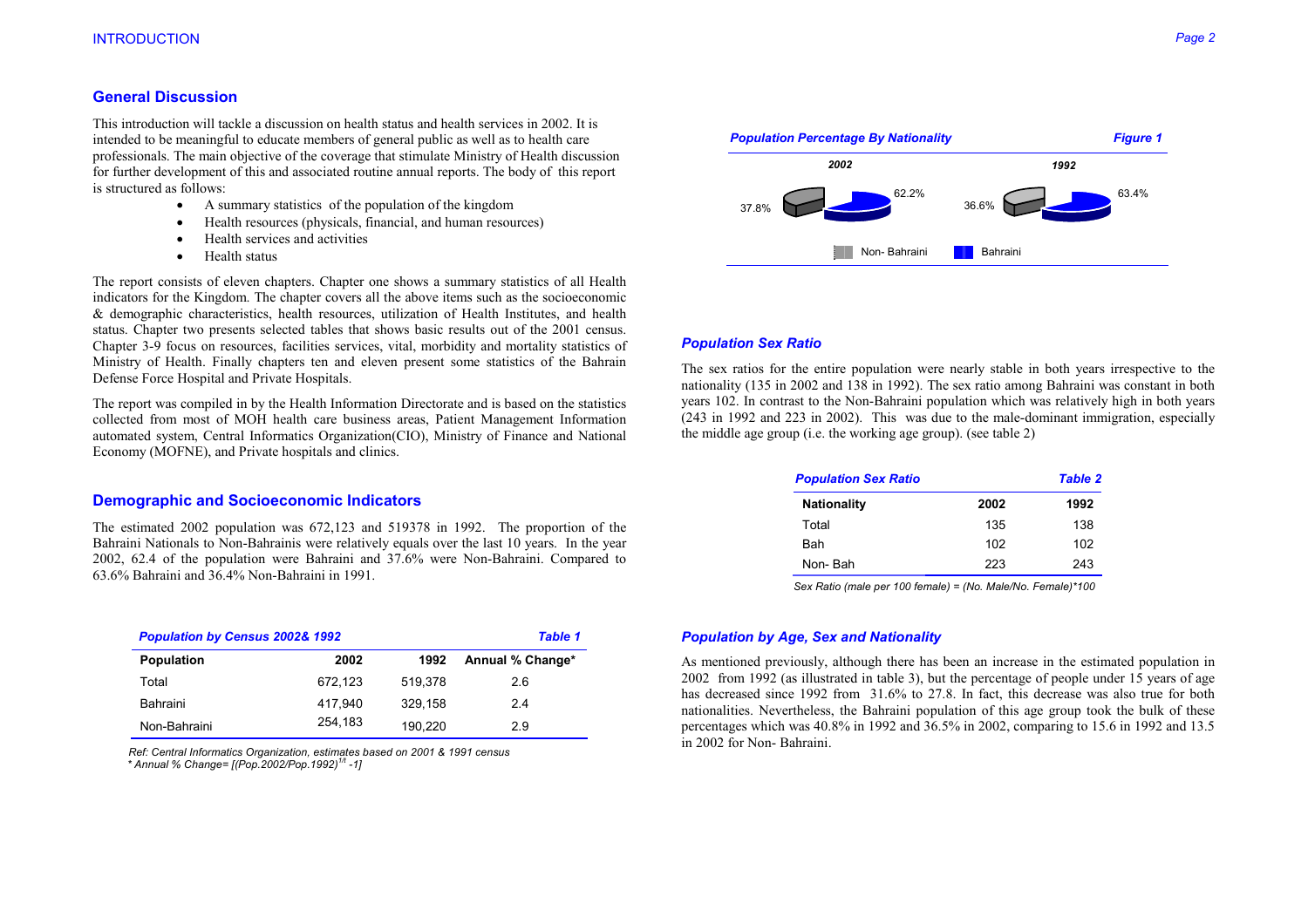## General Discussion

This introduction will tackle a discussion on health status and health services in 2002. It is intended to be meaningful to educate members of general public as well as to health care professionals. The main objective of the coverage that stimulate Ministry of Health discussion for further development of this and associated routine annual reports. The body of this report is structured as follows:

- A summary statistics of the population of the kingdom
- Health resources (physicals, financial, and human resources)
- Health services and activities
- Health status

The report consists of eleven chapters. Chapter one shows a summary statistics of all Health indicators for the Kingdom. The chapter covers all the above items such as the socioeconomic & demographic characteristics, health resources, utilization of Health Institutes, and health status. Chapter two presents selected tables that shows basic results out of the 2001 census. Chapter 3-9 focus on resources, facilities services, vital, morbidity and mortality statistics of Ministry of Health. Finally chapters ten and eleven present some statistics of the Bahrain Defense Force Hospital and Private Hospitals.

The report was compiled in by the Health Information Directorate and is based on the statistics collected from most of MOH health care business areas, Patient Management Information automated system, Central Informatics Organization(CIO), Ministry of Finance and National Economy (MOFNE), and Private hospitals and clinics.

## Demographic and Socioeconomic Indicators

The estimated 2002 population was 672,123 and 519378 in 1992. The proportion of the Bahraini Nationals to Non-Bahrainis were relatively equals over the last 10 years. In the year 2002, 62.4 of the population were Bahraini and 37.6% were Non-Bahraini. Compared to 63.6% Bahraini and 36.4% Non-Bahraini in 1991.

***Population by Census 2002& 1992*** — ***Table 1***

| Population | 2002 | 1992 | Annual % Change* |
|---|---|---|---|
| Total | 672,123 | 519,378 | 2.6 |
| Bahraini | 417,940 | 329,158 | 2.4 |
| Non-Bahraini | 254,183 | 190,220 | 2.9 |

*Ref: Central Informatics Organization, estimates based on 2001 & 1991 census*

*\* Annual % Change= [(Pop.2002/Pop.1992)$^{1/t}$ -1]*

***Population Percentage By Nationality*** — ***Figure 1***

| Nationality | 2002 | 1992 |
|---|---|---|
| Non- Bahraini | 37.8% | 36.6% |
| Bahraini | 62.2% | 63.4% |

### *Population Sex Ratio*

The sex ratios for the entire population were nearly stable in both years irrespective to the nationality (135 in 2002 and 138 in 1992). The sex ratio among Bahraini was constant in both years 102. In contrast to the Non-Bahraini population which was relatively high in both years (243 in 1992 and 223 in 2002). This was due to the male-dominant immigration, especially the middle age group (i.e. the working age group). (see table 2)

***Population Sex Ratio*** — ***Table 2***

| Nationality | 2002 | 1992 |
|---|---|---|
| Total | 135 | 138 |
| Bah | 102 | 102 |
| Non- Bah | 223 | 243 |

*Sex Ratio (male per 100 female) = (No. Male/No. Female)\*100*

### *Population by Age, Sex and Nationality*

As mentioned previously, although there has been an increase in the estimated population in 2002 from 1992 (as illustrated in table 3), but the percentage of people under 15 years of age has decreased since 1992 from 31.6% to 27.8. In fact, this decrease was also true for both nationalities. Nevertheless, the Bahraini population of this age group took the bulk of these percentages which was 40.8% in 1992 and 36.5% in 2002, comparing to 15.6 in 1992 and 13.5 in 2002 for Non- Bahraini.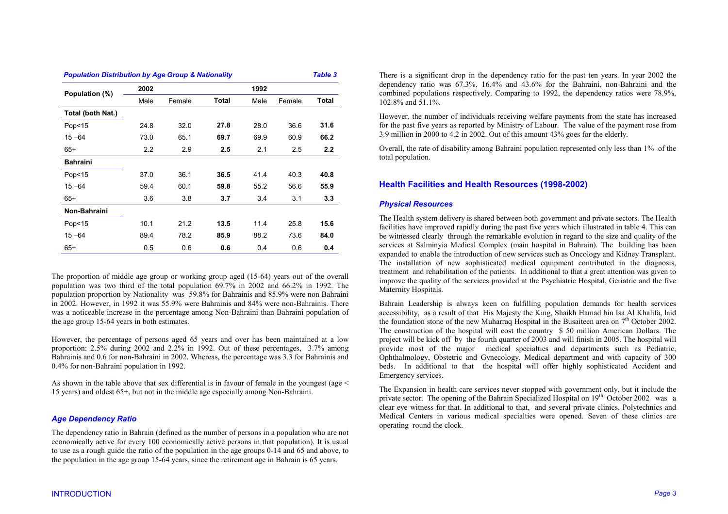***Population Distribution by Age Group & Nationality*** ***Table 3***

| Population (%) | 2002 | | | 1992 | | |
|---|---|---|---|---|---|---|
| | Male | Female | **Total** | Male | Female | **Total** |
| **Total (both Nat.)** | | | | | | |
| Pop<15 | 24.8 | 32.0 | **27.8** | 28.0 | 36.6 | **31.6** |
| 15 –64 | 73.0 | 65.1 | **69.7** | 69.9 | 60.9 | **66.2** |
| 65+ | 2.2 | 2.9 | **2.5** | 2.1 | 2.5 | **2.2** |
| **Bahraini** | | | | | | |
| Pop<15 | 37.0 | 36.1 | **36.5** | 41.4 | 40.3 | **40.8** |
| 15 –64 | 59.4 | 60.1 | **59.8** | 55.2 | 56.6 | **55.9** |
| 65+ | 3.6 | 3.8 | **3.7** | 3.4 | 3.1 | **3.3** |
| **Non-Bahraini** | | | | | | |
| Pop<15 | 10.1 | 21.2 | **13.5** | 11.4 | 25.8 | **15.6** |
| 15 –64 | 89.4 | 78.2 | **85.9** | 88.2 | 73.6 | **84.0** |
| 65+ | 0.5 | 0.6 | **0.6** | 0.4 | 0.6 | **0.4** |

The proportion of middle age group or working group aged (15-64) years out of the overall population was two third of the total population 69.7% in 2002 and 66.2% in 1992. The population proportion by Nationality was 59.8% for Bahrainis and 85.9% were non Bahraini in 2002. However, in 1992 it was 55.9% were Bahrainis and 84% were non-Bahrainis. There was a noticeable increase in the percentage among Non-Bahraini than Bahraini population of the age group 15-64 years in both estimates.

However, the percentage of persons aged 65 years and over has been maintained at a low proportion: 2.5% during 2002 and 2.2% in 1992. Out of these percentages, 3.7% among Bahrainis and 0.6 for non-Bahraini in 2002. Whereas, the percentage was 3.3 for Bahrainis and 0.4% for non-Bahraini population in 1992.

As shown in the table above that sex differential is in favour of female in the youngest (age < 15 years) and oldest 65+, but not in the middle age especially among Non-Bahraini.

### *Age Dependency Ratio*

The dependency ratio in Bahrain (defined as the number of persons in a population who are not economically active for every 100 economically active persons in that population). It is usual to use as a rough guide the ratio of the population in the age groups 0-14 and 65 and above, to the population in the age group 15-64 years, since the retirement age in Bahrain is 65 years.

There is a significant drop in the dependency ratio for the past ten years. In year 2002 the dependency ratio was 67.3%, 16.4% and 43.6% for the Bahraini, non-Bahraini and the combined populations respectively. Comparing to 1992, the dependency ratios were 78.9%, 102.8% and 51.1%.

However, the number of individuals receiving welfare payments from the state has increased for the past five years as reported by Ministry of Labour. The value of the payment rose from 3.9 million in 2000 to 4.2 in 2002. Out of this amount 43% goes for the elderly.

Overall, the rate of disability among Bahraini population represented only less than 1% of the total population.

## Health Facilities and Health Resources (1998-2002)

### *Physical Resources*

The Health system delivery is shared between both government and private sectors. The Health facilities have improved rapidly during the past five years which illustrated in table 4. This can be witnessed clearly through the remarkable evolution in regard to the size and quality of the services at Salminyia Medical Complex (main hospital in Bahrain). The building has been expanded to enable the introduction of new services such as Oncology and Kidney Transplant. The installation of new sophisticated medical equipment contributed in the diagnosis, treatment and rehabilitation of the patients. In additional to that a great attention was given to improve the quality of the services provided at the Psychiatric Hospital, Geriatric and the five Maternity Hospitals.

Bahrain Leadership is always keen on fulfilling population demands for health services accessibility, as a result of that His Majesty the King, Shaikh Hamad bin Isa Al Khalifa, laid the foundation stone of the new Muharraq Hospital in the Busaiteen area on 7th October 2002. The construction of the hospital will cost the country $ 50 million American Dollars. The project will be kick off by the fourth quarter of 2003 and will finish in 2005. The hospital will provide most of the major medical specialties and departments such as Pediatric, Ophthalmology, Obstetric and Gynecology, Medical department and with capacity of 300 beds. In additional to that the hospital will offer highly sophisticated Accident and Emergency services.

The Expansion in health care services never stopped with government only, but it include the private sector. The opening of the Bahrain Specialized Hospital on 19th October 2002 was a clear eye witness for that. In additional to that, and several private clinics, Polytechnics and Medical Centers in various medical specialties were opened. Seven of these clinics are operating round the clock.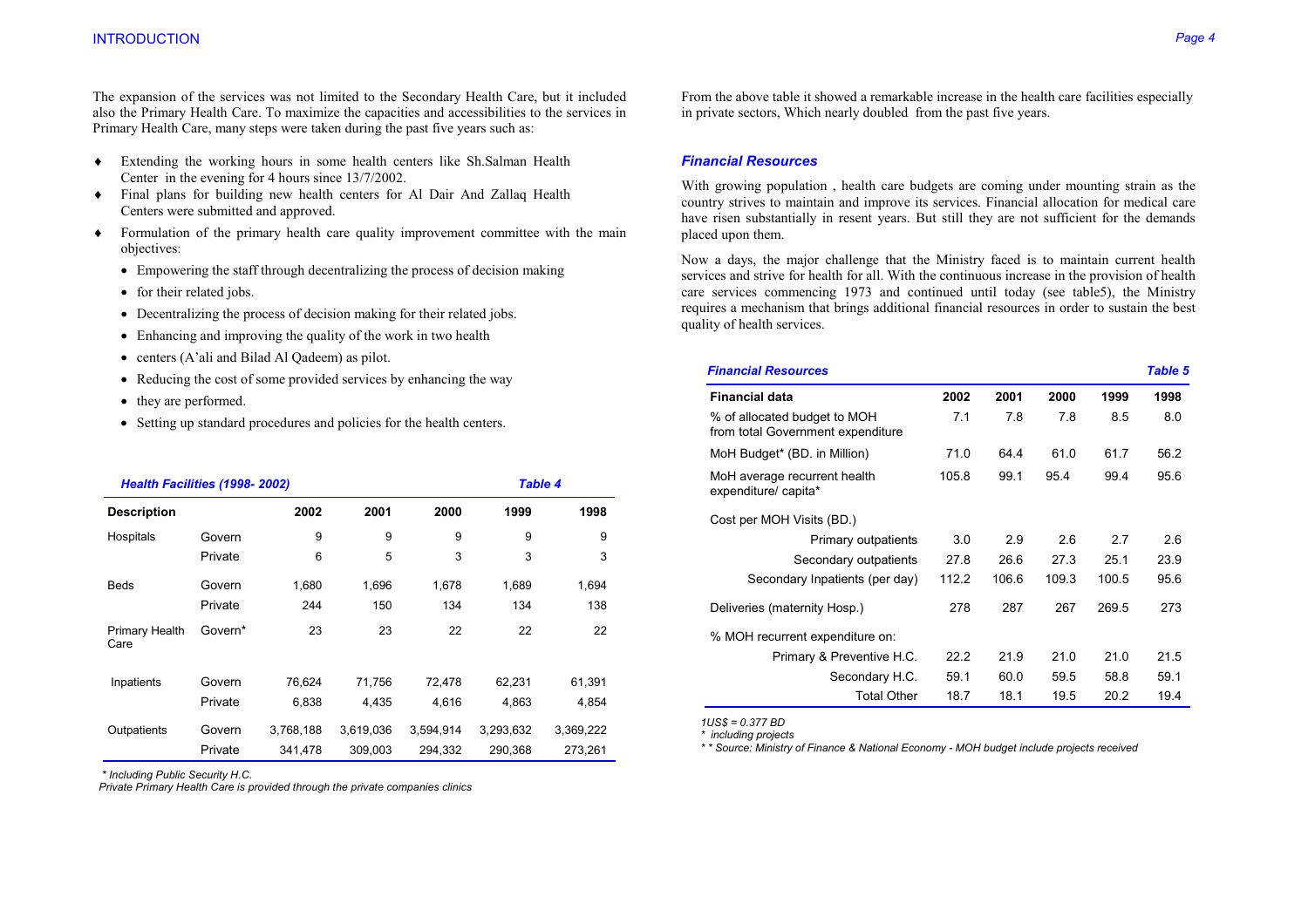The expansion of the services was not limited to the Secondary Health Care, but it included also the Primary Health Care. To maximize the capacities and accessibilities to the services in Primary Health Care, many steps were taken during the past five years such as:

- Extending the working hours in some health centers like Sh.Salman Health Center in the evening for 4 hours since 13/7/2002.
- Final plans for building new health centers for Al Dair And Zallaq Health Centers were submitted and approved.
- Formulation of the primary health care quality improvement committee with the main objectives:
  - Empowering the staff through decentralizing the process of decision making
  - for their related jobs.
  - Decentralizing the process of decision making for their related jobs.
  - Enhancing and improving the quality of the work in two health
  - centers (A'ali and Bilad Al Qadeem) as pilot.
  - Reducing the cost of some provided services by enhancing the way
  - they are performed.
  - Setting up standard procedures and policies for the health centers.

***Health Facilities (1998- 2002)*** — ***Table 4***

| Description | | 2002 | 2001 | 2000 | 1999 | 1998 |
|---|---|---|---|---|---|---|
| Hospitals | Govern | 9 | 9 | 9 | 9 | 9 |
| | Private | 6 | 5 | 3 | 3 | 3 |
| Beds | Govern | 1,680 | 1,696 | 1,678 | 1,689 | 1,694 |
| | Private | 244 | 150 | 134 | 134 | 138 |
| Primary Health Care | Govern* | 23 | 23 | 22 | 22 | 22 |
| Inpatients | Govern | 76,624 | 71,756 | 72,478 | 62,231 | 61,391 |
| | Private | 6,838 | 4,435 | 4,616 | 4,863 | 4,854 |
| Outpatients | Govern | 3,768,188 | 3,619,036 | 3,594,914 | 3,293,632 | 3,369,222 |
| | Private | 341,478 | 309,003 | 294,332 | 290,368 | 273,261 |

*\* Including Public Security H.C.*
*Private Primary Health Care is provided through the private companies clinics*

From the above table it showed a remarkable increase in the health care facilities especially in private sectors, Which nearly doubled from the past five years.

### *Financial Resources*

With growing population , health care budgets are coming under mounting strain as the country strives to maintain and improve its services. Financial allocation for medical care have risen substantially in resent years. But still they are not sufficient for the demands placed upon them.

Now a days, the major challenge that the Ministry faced is to maintain current health services and strive for health for all. With the continuous increase in the provision of health care services commencing 1973 and continued until today (see table5), the Ministry requires a mechanism that brings additional financial resources in order to sustain the best quality of health services.

***Financial Resources*** — ***Table 5***

| Financial data | 2002 | 2001 | 2000 | 1999 | 1998 |
|---|---|---|---|---|---|
| % of allocated budget to MOH from total Government expenditure | 7.1 | 7.8 | 7.8 | 8.5 | 8.0 |
| MoH Budget* (BD. in Million) | 71.0 | 64.4 | 61.0 | 61.7 | 56.2 |
| MoH average recurrent health expenditure/ capita* | 105.8 | 99.1 | 95.4 | 99.4 | 95.6 |
| Cost per MOH Visits (BD.) | | | | | |
| Primary outpatients | 3.0 | 2.9 | 2.6 | 2.7 | 2.6 |
| Secondary outpatients | 27.8 | 26.6 | 27.3 | 25.1 | 23.9 |
| Secondary Inpatients (per day) | 112.2 | 106.6 | 109.3 | 100.5 | 95.6 |
| Deliveries (maternity Hosp.) | 278 | 287 | 267 | 269.5 | 273 |
| % MOH recurrent expenditure on: | | | | | |
| Primary & Preventive H.C. | 22.2 | 21.9 | 21.0 | 21.0 | 21.5 |
| Secondary H.C. | 59.1 | 60.0 | 59.5 | 58.8 | 59.1 |
| Total Other | 18.7 | 18.1 | 19.5 | 20.2 | 19.4 |

*1US$ = 0.377 BD*
*\* including projects*
*\* \* Source: Ministry of Finance & National Economy - MOH budget include projects received*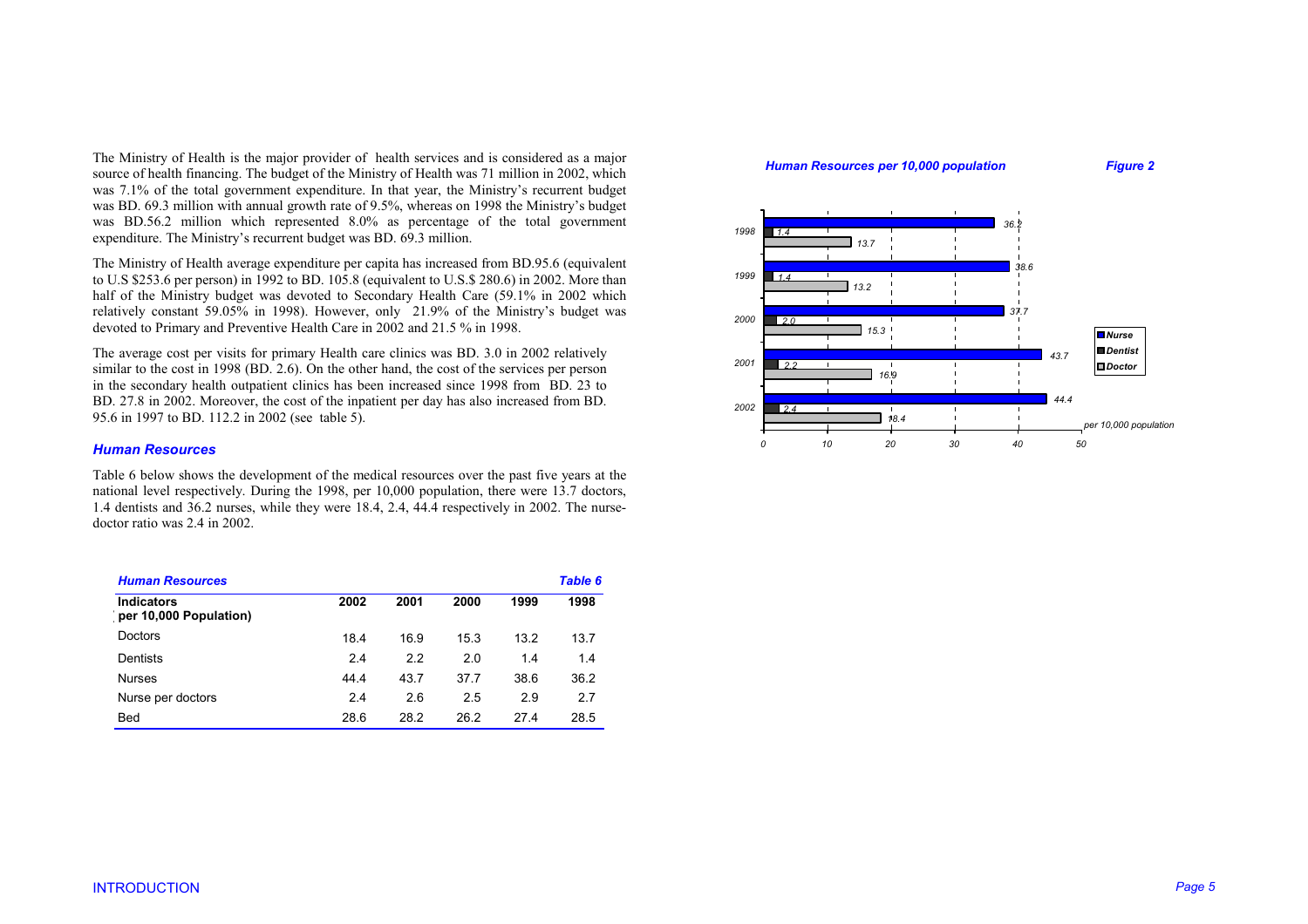The Ministry of Health is the major provider of health services and is considered as a major source of health financing. The budget of the Ministry of Health was 71 million in 2002, which was 7.1% of the total government expenditure. In that year, the Ministry's recurrent budget was BD. 69.3 million with annual growth rate of 9.5%, whereas on 1998 the Ministry's budget was BD.56.2 million which represented 8.0% as percentage of the total government expenditure. The Ministry's recurrent budget was BD. 69.3 million.

The Ministry of Health average expenditure per capita has increased from BD.95.6 (equivalent to U.S $253.6 per person) in 1992 to BD. 105.8 (equivalent to U.S.$ 280.6) in 2002. More than half of the Ministry budget was devoted to Secondary Health Care (59.1% in 2002 which relatively constant 59.05% in 1998). However, only 21.9% of the Ministry's budget was devoted to Primary and Preventive Health Care in 2002 and 21.5 % in 1998.

The average cost per visits for primary Health care clinics was BD. 3.0 in 2002 relatively similar to the cost in 1998 (BD. 2.6). On the other hand, the cost of the services per person in the secondary health outpatient clinics has been increased since 1998 from BD. 23 to BD. 27.8 in 2002. Moreover, the cost of the inpatient per day has also increased from BD. 95.6 in 1997 to BD. 112.2 in 2002 (see table 5).

## Human Resources

Table 6 below shows the development of the medical resources over the past five years at the national level respectively. During the 1998, per 10,000 population, there were 13.7 doctors, 1.4 dentists and 36.2 nurses, while they were 18.4, 2.4, 44.4 respectively in 2002. The nurse-doctor ratio was 2.4 in 2002.

***Human Resources*** ***Table 6***

| Indicators per 10,000 Population) | 2002 | 2001 | 2000 | 1999 | 1998 |
|---|---|---|---|---|---|
| Doctors | 18.4 | 16.9 | 15.3 | 13.2 | 13.7 |
| Dentists | 2.4 | 2.2 | 2.0 | 1.4 | 1.4 |
| Nurses | 44.4 | 43.7 | 37.7 | 38.6 | 36.2 |
| Nurse per doctors | 2.4 | 2.6 | 2.5 | 2.9 | 2.7 |
| Bed | 28.6 | 28.2 | 26.2 | 27.4 | 28.5 |

***Human Resources per 10,000 population*** ***Figure 2***

| Year | Nurse | Dentist | Doctor |
|---|---|---|---|
| 1998 | 36.2 | 1.4 | 13.7 |
| 1999 | 38.6 | 1.4 | 13.2 |
| 2000 | 37.7 | 2.0 | 15.3 |
| 2001 | 43.7 | 2.2 | 16.9 |
| 2002 | 44.4 | 2.4 | 18.4 |

per 10,000 population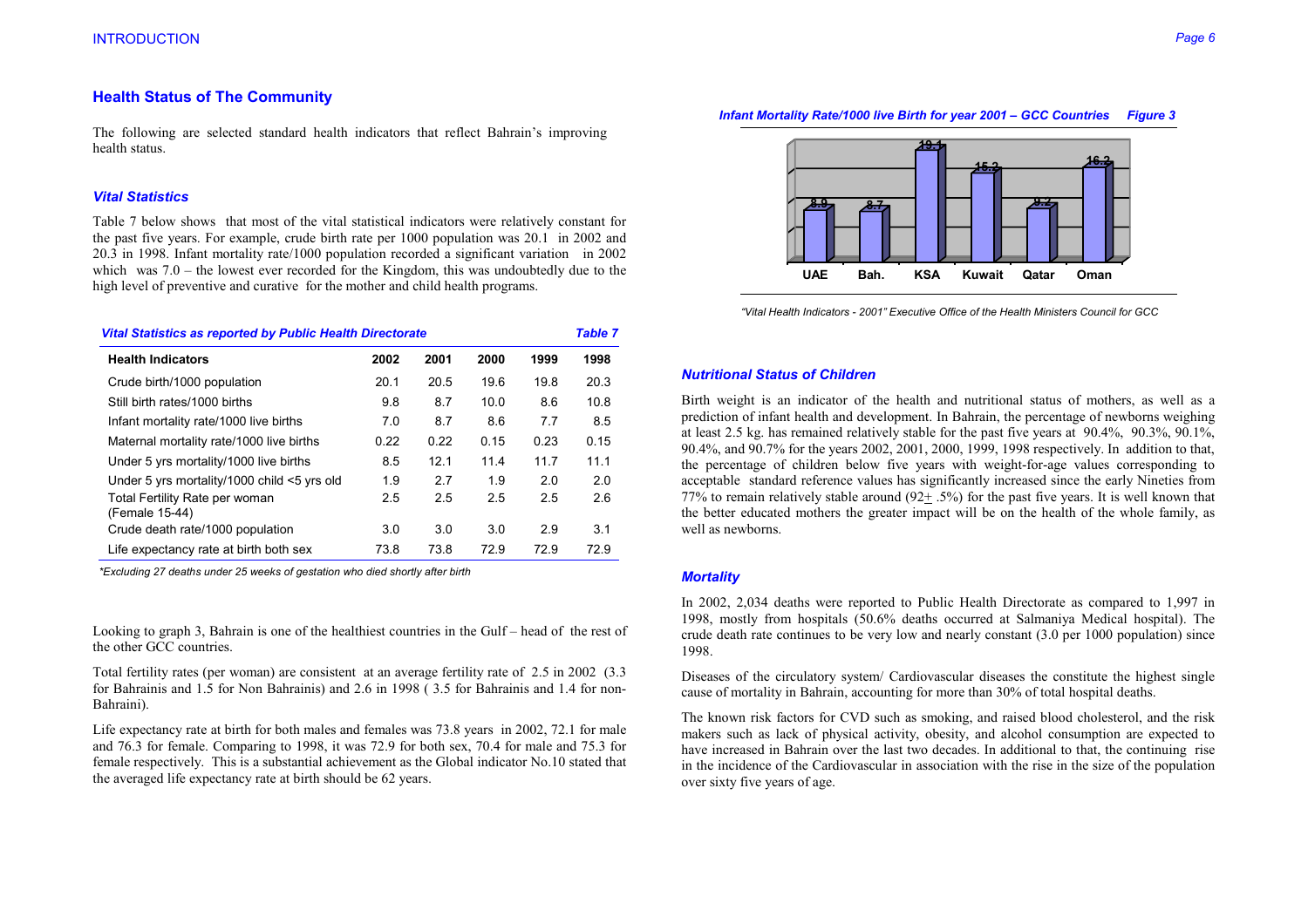## Health Status of The Community

The following are selected standard health indicators that reflect Bahrain's improving health status.

### *Vital Statistics*

Table 7 below shows that most of the vital statistical indicators were relatively constant for the past five years. For example, crude birth rate per 1000 population was 20.1 in 2002 and 20.3 in 1998. Infant mortality rate/1000 population recorded a significant variation in 2002 which was 7.0 – the lowest ever recorded for the Kingdom, this was undoubtedly due to the high level of preventive and curative for the mother and child health programs.

***Vital Statistics as reported by Public Health Directorate*** — ***Table 7***

| Health Indicators | 2002 | 2001 | 2000 | 1999 | 1998 |
|---|---|---|---|---|---|
| Crude birth/1000 population | 20.1 | 20.5 | 19.6 | 19.8 | 20.3 |
| Still birth rates/1000 births | 9.8 | 8.7 | 10.0 | 8.6 | 10.8 |
| Infant mortality rate/1000 live births | 7.0 | 8.7 | 8.6 | 7.7 | 8.5 |
| Maternal mortality rate/1000 live births | 0.22 | 0.22 | 0.15 | 0.23 | 0.15 |
| Under 5 yrs mortality/1000 live births | 8.5 | 12.1 | 11.4 | 11.7 | 11.1 |
| Under 5 yrs mortality/1000 child <5 yrs old | 1.9 | 2.7 | 1.9 | 2.0 | 2.0 |
| Total Fertility Rate per woman (Female 15-44) | 2.5 | 2.5 | 2.5 | 2.5 | 2.6 |
| Crude death rate/1000 population | 3.0 | 3.0 | 3.0 | 2.9 | 3.1 |
| Life expectancy rate at birth both sex | 73.8 | 73.8 | 72.9 | 72.9 | 72.9 |

*\*Excluding 27 deaths under 25 weeks of gestation who died shortly after birth*

Looking to graph 3, Bahrain is one of the healthiest countries in the Gulf – head of the rest of the other GCC countries.

Total fertility rates (per woman) are consistent at an average fertility rate of 2.5 in 2002 (3.3 for Bahrainis and 1.5 for Non Bahrainis) and 2.6 in 1998 ( 3.5 for Bahrainis and 1.4 for non-Bahraini).

Life expectancy rate at birth for both males and females was 73.8 years in 2002, 72.1 for male and 76.3 for female. Comparing to 1998, it was 72.9 for both sex, 70.4 for male and 75.3 for female respectively. This is a substantial achievement as the Global indicator No.10 stated that the averaged life expectancy rate at birth should be 62 years.

***Infant Mortality Rate/1000 live Birth for year 2001 – GCC Countries*** — ***Figure 3***

| UAE | Bah. | KSA | Kuwait | Qatar | Oman |
|---|---|---|---|---|---|
| 8.9 | 8.7 | 19.1 | 15.2 | 9.2 | 16.2 |

*"Vital Health Indicators - 2001" Executive Office of the Health Ministers Council for GCC*

### *Nutritional Status of Children*

Birth weight is an indicator of the health and nutritional status of mothers, as well as a prediction of infant health and development. In Bahrain, the percentage of newborns weighing at least 2.5 kg. has remained relatively stable for the past five years at 90.4%, 90.3%, 90.1%, 90.4%, and 90.7% for the years 2002, 2001, 2000, 1999, 1998 respectively. In addition to that, the percentage of children below five years with weight-for-age values corresponding to acceptable standard reference values has significantly increased since the early Nineties from 77% to remain relatively stable around (92± .5%) for the past five years. It is well known that the better educated mothers the greater impact will be on the health of the whole family, as well as newborns.

### *Mortality*

In 2002, 2,034 deaths were reported to Public Health Directorate as compared to 1,997 in 1998, mostly from hospitals (50.6% deaths occurred at Salmaniya Medical hospital). The crude death rate continues to be very low and nearly constant (3.0 per 1000 population) since 1998.

Diseases of the circulatory system/ Cardiovascular diseases the constitute the highest single cause of mortality in Bahrain, accounting for more than 30% of total hospital deaths.

The known risk factors for CVD such as smoking, and raised blood cholesterol, and the risk makers such as lack of physical activity, obesity, and alcohol consumption are expected to have increased in Bahrain over the last two decades. In additional to that, the continuing rise in the incidence of the Cardiovascular in association with the rise in the size of the population over sixty five years of age.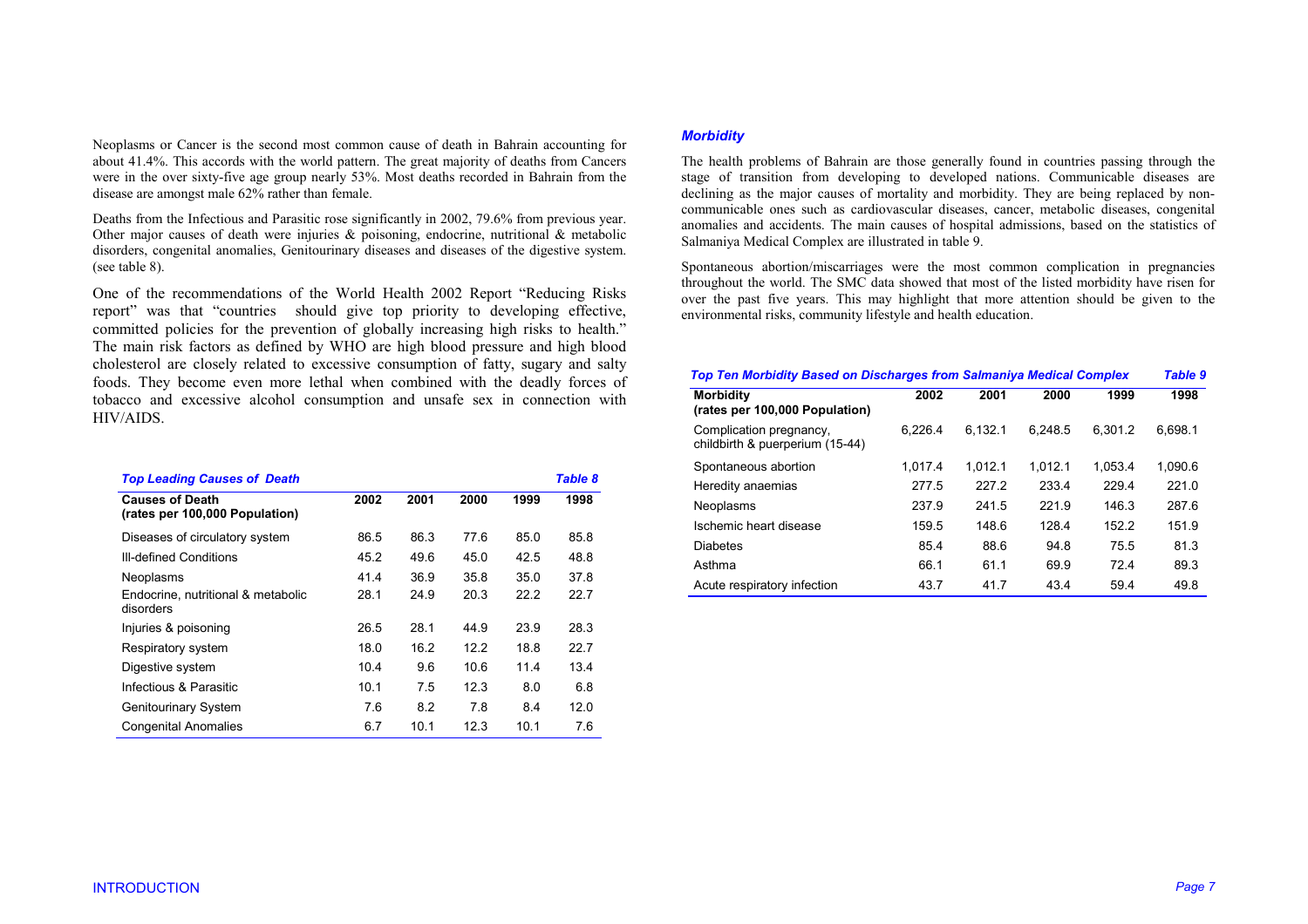Neoplasms or Cancer is the second most common cause of death in Bahrain accounting for about 41.4%. This accords with the world pattern. The great majority of deaths from Cancers were in the over sixty-five age group nearly 53%. Most deaths recorded in Bahrain from the disease are amongst male 62% rather than female.

Deaths from the Infectious and Parasitic rose significantly in 2002, 79.6% from previous year. Other major causes of death were injuries & poisoning, endocrine, nutritional & metabolic disorders, congenital anomalies, Genitourinary diseases and diseases of the digestive system. (see table 8).

One of the recommendations of the World Health 2002 Report "Reducing Risks report" was that "countries should give top priority to developing effective, committed policies for the prevention of globally increasing high risks to health." The main risk factors as defined by WHO are high blood pressure and high blood cholesterol are closely related to excessive consumption of fatty, sugary and salty foods. They become even more lethal when combined with the deadly forces of tobacco and excessive alcohol consumption and unsafe sex in connection with HIV/AIDS.

***Top Leading Causes of Death*** — ***Table 8***

| Causes of Death (rates per 100,000 Population) | 2002 | 2001 | 2000 | 1999 | 1998 |
|---|---|---|---|---|---|
| Diseases of circulatory system | 86.5 | 86.3 | 77.6 | 85.0 | 85.8 |
| Ill-defined Conditions | 45.2 | 49.6 | 45.0 | 42.5 | 48.8 |
| Neoplasms | 41.4 | 36.9 | 35.8 | 35.0 | 37.8 |
| Endocrine, nutritional & metabolic disorders | 28.1 | 24.9 | 20.3 | 22.2 | 22.7 |
| Injuries & poisoning | 26.5 | 28.1 | 44.9 | 23.9 | 28.3 |
| Respiratory system | 18.0 | 16.2 | 12.2 | 18.8 | 22.7 |
| Digestive system | 10.4 | 9.6 | 10.6 | 11.4 | 13.4 |
| Infectious & Parasitic | 10.1 | 7.5 | 12.3 | 8.0 | 6.8 |
| Genitourinary System | 7.6 | 8.2 | 7.8 | 8.4 | 12.0 |
| Congenital Anomalies | 6.7 | 10.1 | 12.3 | 10.1 | 7.6 |

### *Morbidity*

The health problems of Bahrain are those generally found in countries passing through the stage of transition from developing to developed nations. Communicable diseases are declining as the major causes of mortality and morbidity. They are being replaced by non-communicable ones such as cardiovascular diseases, cancer, metabolic diseases, congenital anomalies and accidents. The main causes of hospital admissions, based on the statistics of Salmaniya Medical Complex are illustrated in table 9.

Spontaneous abortion/miscarriages were the most common complication in pregnancies throughout the world. The SMC data showed that most of the listed morbidity have risen for over the past five years. This may highlight that more attention should be given to the environmental risks, community lifestyle and health education.

***Top Ten Morbidity Based on Discharges from Salmaniya Medical Complex*** — ***Table 9***

| Morbidity (rates per 100,000 Population) | 2002 | 2001 | 2000 | 1999 | 1998 |
|---|---|---|---|---|---|
| Complication pregnancy, childbirth & puerperium (15-44) | 6,226.4 | 6,132.1 | 6,248.5 | 6,301.2 | 6,698.1 |
| Spontaneous abortion | 1,017.4 | 1,012.1 | 1,012.1 | 1,053.4 | 1,090.6 |
| Heredity anaemias | 277.5 | 227.2 | 233.4 | 229.4 | 221.0 |
| Neoplasms | 237.9 | 241.5 | 221.9 | 146.3 | 287.6 |
| Ischemic heart disease | 159.5 | 148.6 | 128.4 | 152.2 | 151.9 |
| Diabetes | 85.4 | 88.6 | 94.8 | 75.5 | 81.3 |
| Asthma | 66.1 | 61.1 | 69.9 | 72.4 | 89.3 |
| Acute respiratory infection | 43.7 | 41.7 | 43.4 | 59.4 | 49.8 |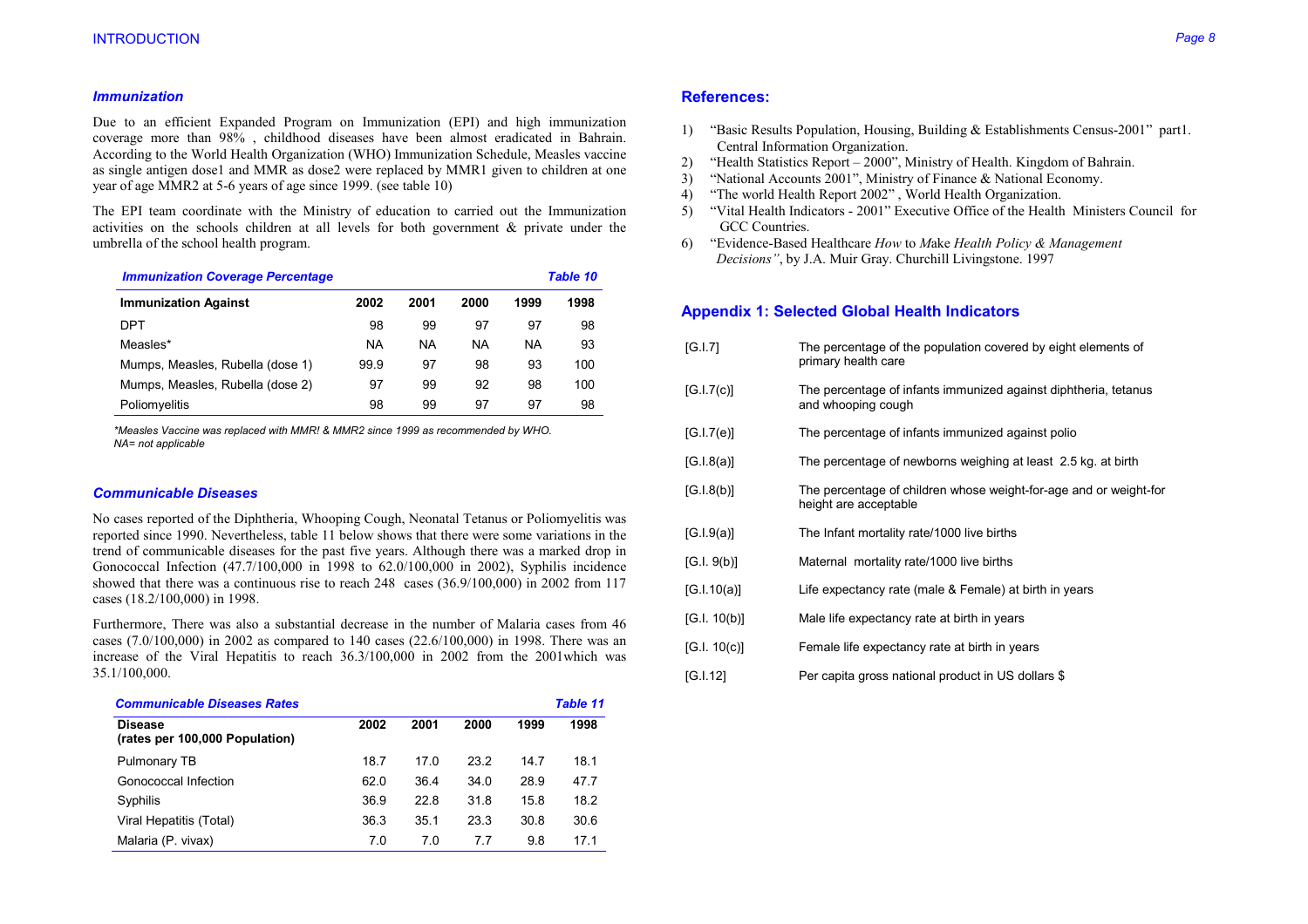### *Immunization*

Due to an efficient Expanded Program on Immunization (EPI) and high immunization coverage more than 98% , childhood diseases have been almost eradicated in Bahrain. According to the World Health Organization (WHO) Immunization Schedule, Measles vaccine as single antigen dose1 and MMR as dose2 were replaced by MMR1 given to children at one year of age MMR2 at 5-6 years of age since 1999. (see table 10)

The EPI team coordinate with the Ministry of education to carried out the Immunization activities on the schools children at all levels for both government & private under the umbrella of the school health program.

***Immunization Coverage Percentage*** — ***Table 10***

| Immunization Against | 2002 | 2001 | 2000 | 1999 | 1998 |
|---|---|---|---|---|---|
| DPT | 98 | 99 | 97 | 97 | 98 |
| Measles* | NA | NA | NA | NA | 93 |
| Mumps, Measles, Rubella (dose 1) | 99.9 | 97 | 98 | 93 | 100 |
| Mumps, Measles, Rubella (dose 2) | 97 | 99 | 92 | 98 | 100 |
| Poliomyelitis | 98 | 99 | 97 | 97 | 98 |

*\*Measles Vaccine was replaced with MMR! & MMR2 since 1999 as recommended by WHO.*
*NA= not applicable*

### *Communicable Diseases*

No cases reported of the Diphtheria, Whooping Cough, Neonatal Tetanus or Poliomyelitis was reported since 1990. Nevertheless, table 11 below shows that there were some variations in the trend of communicable diseases for the past five years. Although there was a marked drop in Gonococcal Infection (47.7/100,000 in 1998 to 62.0/100,000 in 2002), Syphilis incidence showed that there was a continuous rise to reach 248 cases (36.9/100,000) in 2002 from 117 cases (18.2/100,000) in 1998.

Furthermore, There was also a substantial decrease in the number of Malaria cases from 46 cases (7.0/100,000) in 2002 as compared to 140 cases (22.6/100,000) in 1998. There was an increase of the Viral Hepatitis to reach 36.3/100,000 in 2002 from the 2001which was 35.1/100,000.

***Communicable Diseases Rates*** — ***Table 11***

| Disease (rates per 100,000 Population) | 2002 | 2001 | 2000 | 1999 | 1998 |
|---|---|---|---|---|---|
| Pulmonary TB | 18.7 | 17.0 | 23.2 | 14.7 | 18.1 |
| Gonococcal Infection | 62.0 | 36.4 | 34.0 | 28.9 | 47.7 |
| Syphilis | 36.9 | 22.8 | 31.8 | 15.8 | 18.2 |
| Viral Hepatitis (Total) | 36.3 | 35.1 | 23.3 | 30.8 | 30.6 |
| Malaria (P. vivax) | 7.0 | 7.0 | 7.7 | 9.8 | 17.1 |

## References:

1) "Basic Results Population, Housing, Building & Establishments Census-2001" part1. Central Information Organization.
2) "Health Statistics Report – 2000", Ministry of Health. Kingdom of Bahrain.
3) "National Accounts 2001", Ministry of Finance & National Economy.
4) "The world Health Report 2002" , World Health Organization.
5) "Vital Health Indicators - 2001" Executive Office of the Health Ministers Council for GCC Countries.
6) "Evidence-Based Healthcare *How* to *M*ake *Health Policy & Management Decisions"*, by J.A. Muir Gray. Churchill Livingstone. 1997

## Appendix 1: Selected Global Health Indicators

| | |
|---|---|
| [G.I.7] | The percentage of the population covered by eight elements of primary health care |
| [G.I.7(c)] | The percentage of infants immunized against diphtheria, tetanus and whooping cough |
| [G.I.7(e)] | The percentage of infants immunized against polio |
| [G.I.8(a)] | The percentage of newborns weighing at least 2.5 kg. at birth |
| [G.I.8(b)] | The percentage of children whose weight-for-age and or weight-for height are acceptable |
| [G.I.9(a)] | The Infant mortality rate/1000 live births |
| [G.I. 9(b)] | Maternal mortality rate/1000 live births |
| [G.I.10(a)] | Life expectancy rate (male & Female) at birth in years |
| [G.I. 10(b)] | Male life expectancy rate at birth in years |
| [G.I. 10(c)] | Female life expectancy rate at birth in years |
| [G.I.12] | Per capita gross national product in US dollars $ |